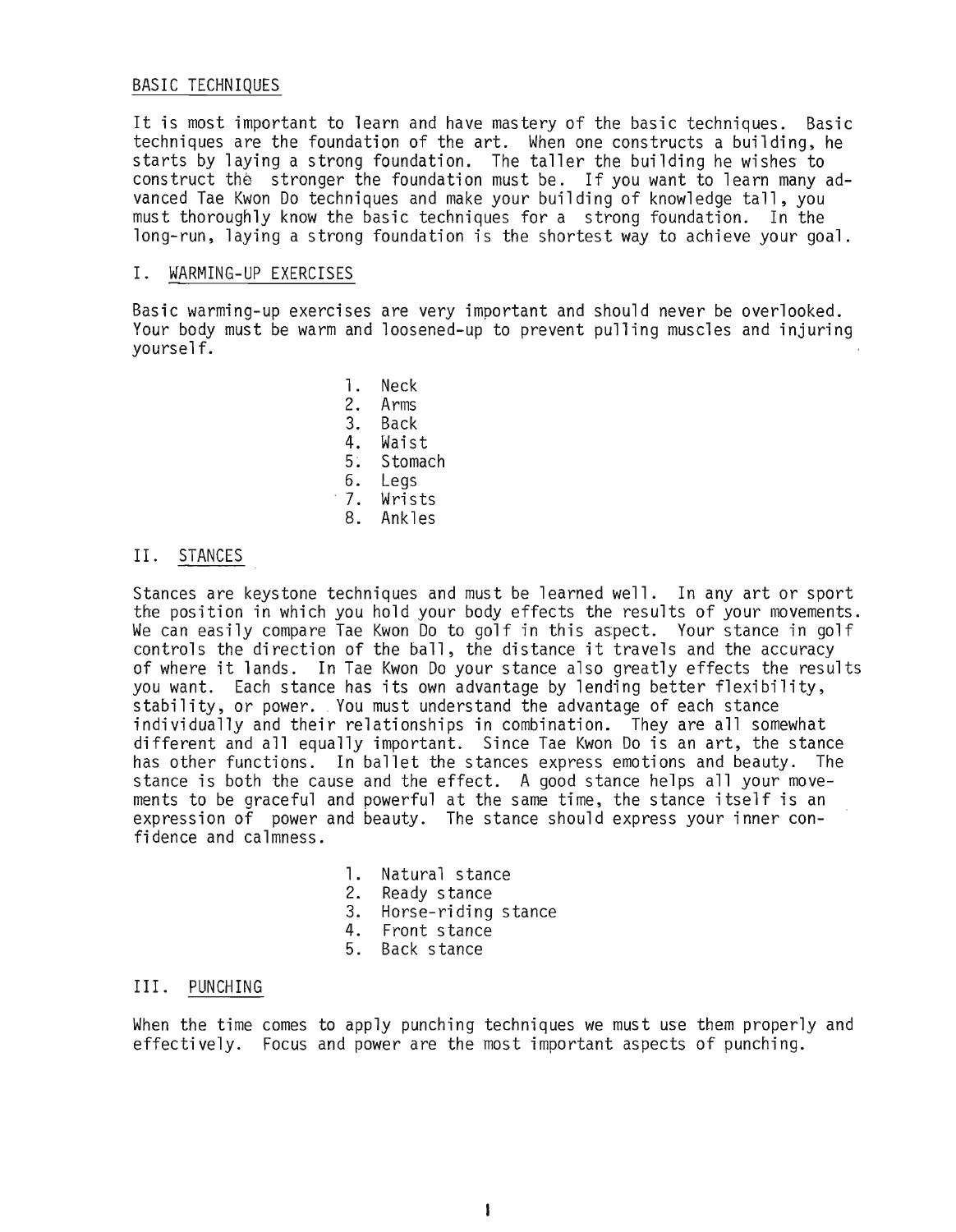# BASIC TECHNIQUES

It is most important to learn and have mastery of the basic techniques. Basic techniques are the foundation of the art. When one constructs a building, he starts by laying a strong foundation. The taller the building he wishes to construct the stronger the foundation must be. If you want to learn many advanced Tae Kwon Do techniques and make your building of knowledge tall, you must thoroughly know the basic techniques for a strong foundation. In the long-run, laying a strong foundation is the shortest way to achieve your goal.

## I. WARMING-UP EXERCISES

Basic warming-up exercises are very important and should never be overlooked. Your body must be warm and loosened-up to prevent pulling muscles and injuring yourself.

1. Neck
2. Arms
3. Back
4. Waist
5. Stomach
6. Legs
7. Wrists
8. Ankles

## II. STANCES

Stances are keystone techniques and must be learned well. In any art or sport the position in which you hold your body effects the results of your movements. We can easily compare Tae Kwon Do to golf in this aspect. Your stance in golf controls the direction of the ball, the distance it travels and the accuracy of where it lands. In Tae Kwon Do your stance also greatly effects the results you want. Each stance has its own advantage by lending better flexibility, stability, or power. You must understand the advantage of each stance individually and their relationships in combination. They are all somewhat different and all equally important. Since Tae Kwon Do is an art, the stance has other functions. In ballet the stances express emotions and beauty. The stance is both the cause and the effect. A good stance helps all your movements to be graceful and powerful at the same time, the stance itself is an expression of power and beauty. The stance should express your inner confidence and calmness.

1. Natural stance
2. Ready stance
3. Horse-riding stance
4. Front stance
5. Back stance

## III. PUNCHING

When the time comes to apply punching techniques we must use them properly and effectively. Focus and power are the most important aspects of punching.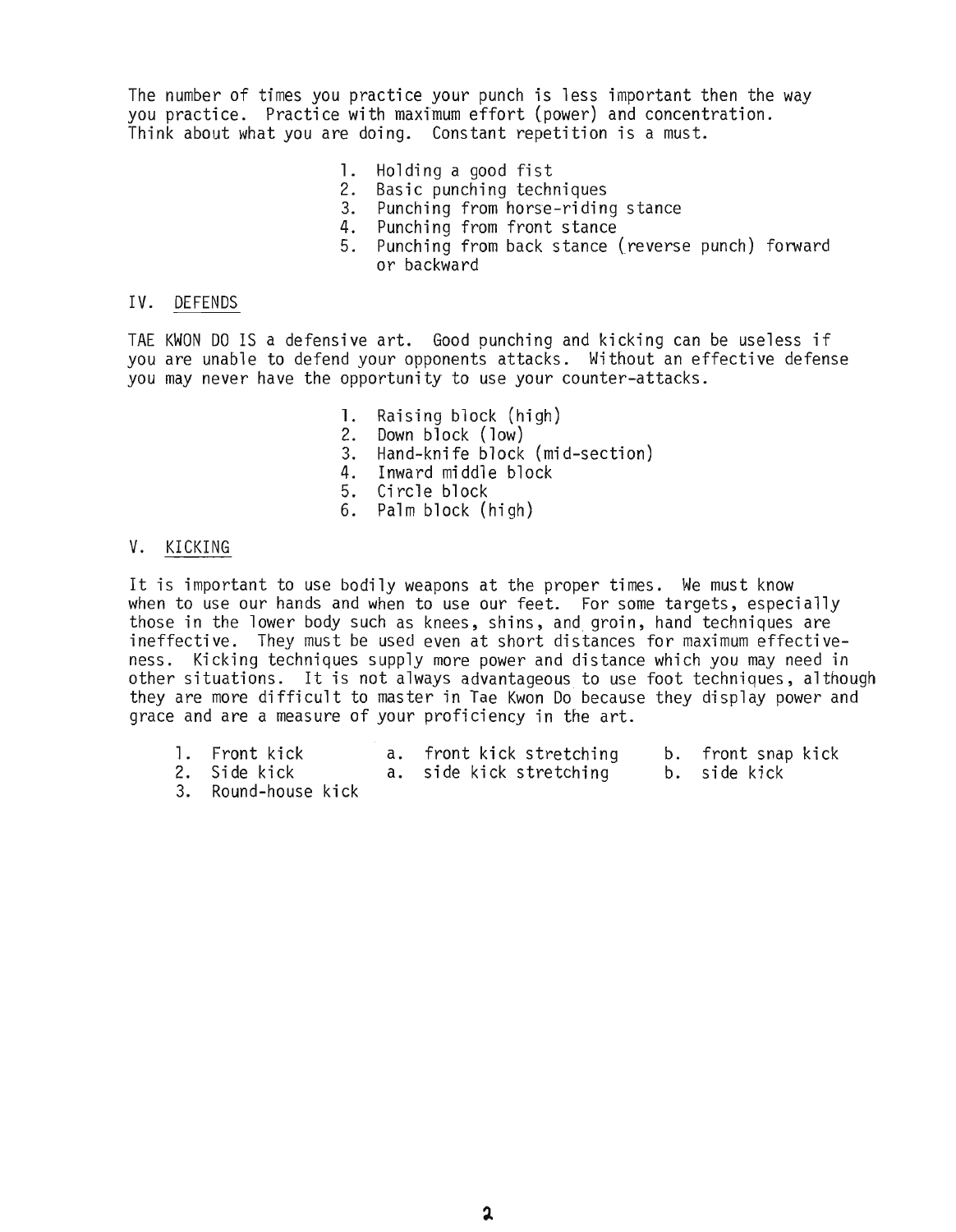The number of times you practice your punch is less important then the way you practice. Practice with maximum effort (power) and concentration. Think about what you are doing. Constant repetition is a must.

1. Holding a good fist
2. Basic punching techniques
3. Punching from horse-riding stance
4. Punching from front stance
5. Punching from back stance (reverse punch) forward or backward

## IV. DEFENDS

TAE KWON DO IS a defensive art. Good punching and kicking can be useless if you are unable to defend your opponents attacks. Without an effective defense you may never have the opportunity to use your counter-attacks.

1. Raising block (high)
2. Down block (low)
3. Hand-knife block (mid-section)
4. Inward middle block
5. Circle block
6. Palm block (high)

## V. KICKING

It is important to use bodily weapons at the proper times. We must know when to use our hands and when to use our feet. For some targets, especially those in the lower body such as knees, shins, and groin, hand techniques are ineffective. They must be used even at short distances for maximum effectiveness. Kicking techniques supply more power and distance which you may need in other situations. It is not always advantageous to use foot techniques, although they are more difficult to master in Tae Kwon Do because they display power and grace and are a measure of your proficiency in the art.

1. Front kick — a. front kick stretching — b. front snap kick
2. Side kick — a. side kick stretching — b. side kick
3. Round-house kick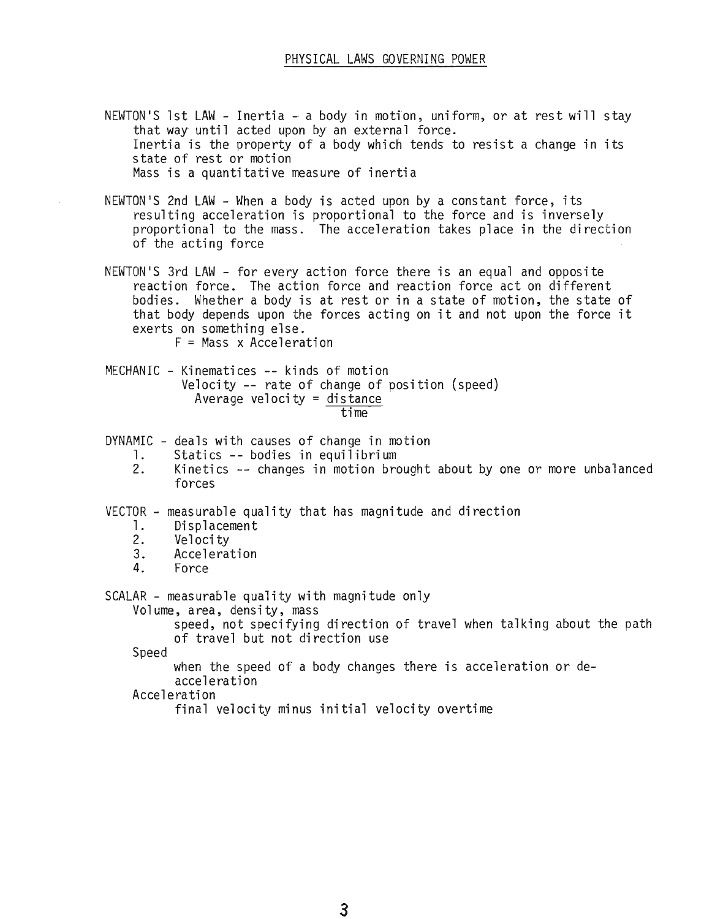## PHYSICAL LAWS GOVERNING POWER

NEWTON'S 1st LAW - Inertia - a body in motion, uniform, or at rest will stay that way until acted upon by an external force.
Inertia is the property of a body which tends to resist a change in its state of rest or motion
Mass is a quantitative measure of inertia

NEWTON'S 2nd LAW - When a body is acted upon by a constant force, its resulting acceleration is proportional to the force and is inversely proportional to the mass. The acceleration takes place in the direction of the acting force

NEWTON'S 3rd LAW - for every action force there is an equal and opposite reaction force. The action force and reaction force act on different bodies. Whether a body is at rest or in a state of motion, the state of that body depends upon the forces acting on it and not upon the force it exerts on something else.

$$F = \text{Mass} \times \text{Acceleration}$$

MECHANIC - Kinematices -- kinds of motion
Velocity -- rate of change of position (speed)

$$\text{Average velocity} = \frac{\text{distance}}{\text{time}}$$

DYNAMIC - deals with causes of change in motion

1. Statics -- bodies in equilibrium
2. Kinetics -- changes in motion brought about by one or more unbalanced forces

VECTOR - measurable quality that has magnitude and direction

1. Displacement
2. Velocity
3. Acceleration
4. Force

SCALAR - measurable quality with magnitude only
Volume, area, density, mass
speed, not specifying direction of travel when talking about the path of travel but not direction use
Speed
when the speed of a body changes there is acceleration or de-acceleration
Acceleration
final velocity minus initial velocity overtime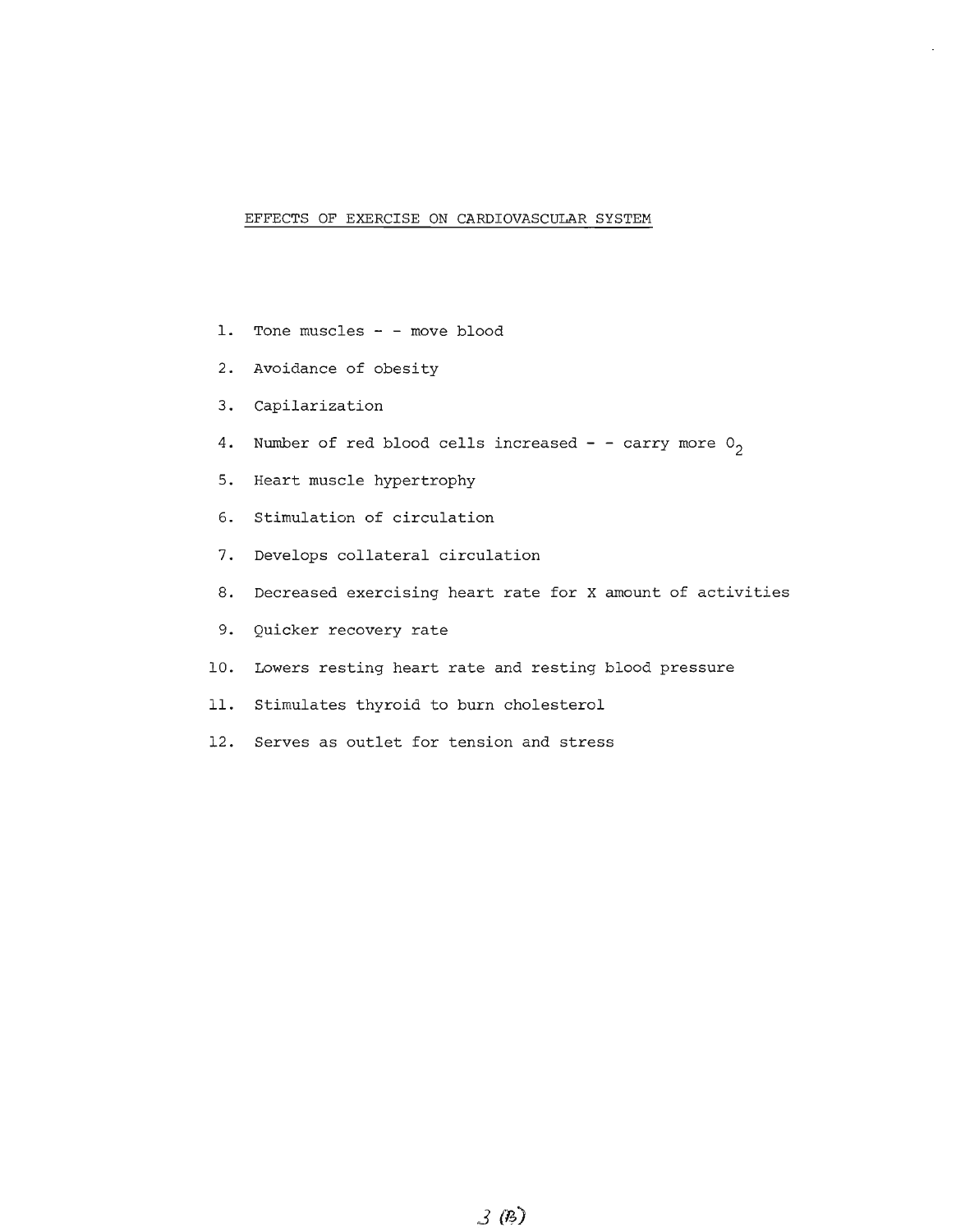## EFFECTS OF EXERCISE ON CARDIOVASCULAR SYSTEM

1. Tone muscles - - move blood
2. Avoidance of obesity
3. Capilarization
4. Number of red blood cells increased - - carry more $O_2$
5. Heart muscle hypertrophy
6. Stimulation of circulation
7. Develops collateral circulation
8. Decreased exercising heart rate for X amount of activities
9. Quicker recovery rate
10. Lowers resting heart rate and resting blood pressure
11. Stimulates thyroid to burn cholesterol
12. Serves as outlet for tension and stress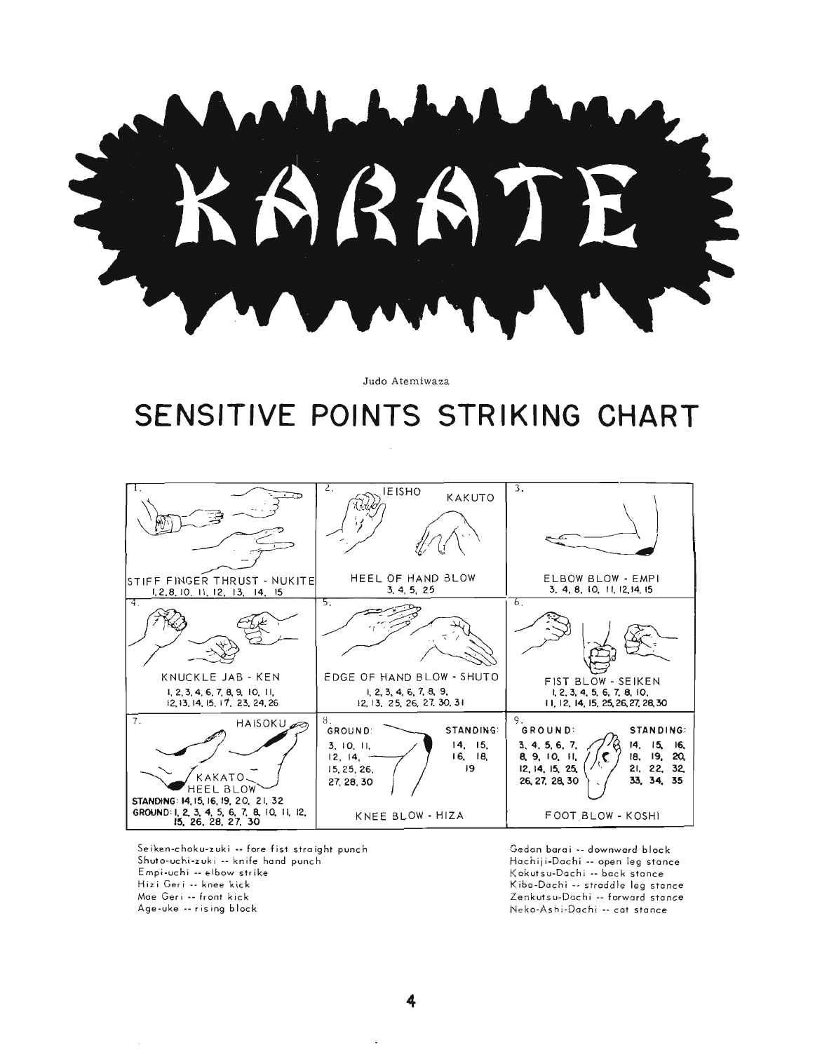# KARATE

Judo Atemiwaza

## SENSITIVE POINTS STRIKING CHART

| | | |
|---|---|---|
| 1. STIFF FINGER THRUST - NUKITE<br>1, 2, 8, 10, 11, 12, 13, 14, 15 | 2. IEISHO KAKUTO<br>HEEL OF HAND BLOW<br>3, 4, 5, 25 | 3. ELBOW BLOW - EMPI<br>3, 4, 8, 10, 11, 12, 14, 15 |
| 4. KNUCKLE JAB - KEN<br>1, 2, 3, 4, 6, 7, 8, 9, 10, 11, 12, 13, 14, 15, 17, 23, 24, 26 | 5. EDGE OF HAND BLOW - SHUTO<br>1, 2, 3, 4, 6, 7, 8, 9, 12, 13, 25, 26, 27, 30, 31 | 6. FIST BLOW - SEIKEN<br>1, 2, 3, 4, 5, 6, 7, 8, 10, 11, 12, 14, 15, 25, 26, 27, 28, 30 |
| 7. HAISOKU<br>KAKATO HEEL BLOW<br>STANDING: 14, 15, 16, 19, 20, 21, 32<br>GROUND: 1, 2, 3, 4, 5, 6, 7, 8, 10, 11, 12, 15, 26, 28, 27, 30 | 8. GROUND: 3, 10, 11, 12, 14, 15, 25, 26, 27, 28, 30<br>STANDING: 14, 15, 16, 18, 19<br>KNEE BLOW - HIZA | 9. GROUND: 3, 4, 5, 6, 7, 8, 9, 10, 11, 12, 14, 15, 25, 26, 27, 28, 30<br>STANDING: 14, 15, 16, 18, 19, 20, 21, 22, 32, 33, 34, 35<br>FOOT BLOW - KOSHI |

Seiken-choku-zuki -- fore fist straight punch
Shuto-uchi-zuki -- knife hand punch
Empi-uchi -- elbow strike
Hizi Geri -- knee kick
Mae Geri -- front kick
Age-uke -- rising block

Gedan barai -- downward block
Hachiji-Dachi -- open leg stance
Kokutsu-Dachi -- back stance
Kiba-Dachi -- straddle leg stance
Zenkutsu-Dachi -- forward stance
Neko-Ashi-Dachi -- cat stance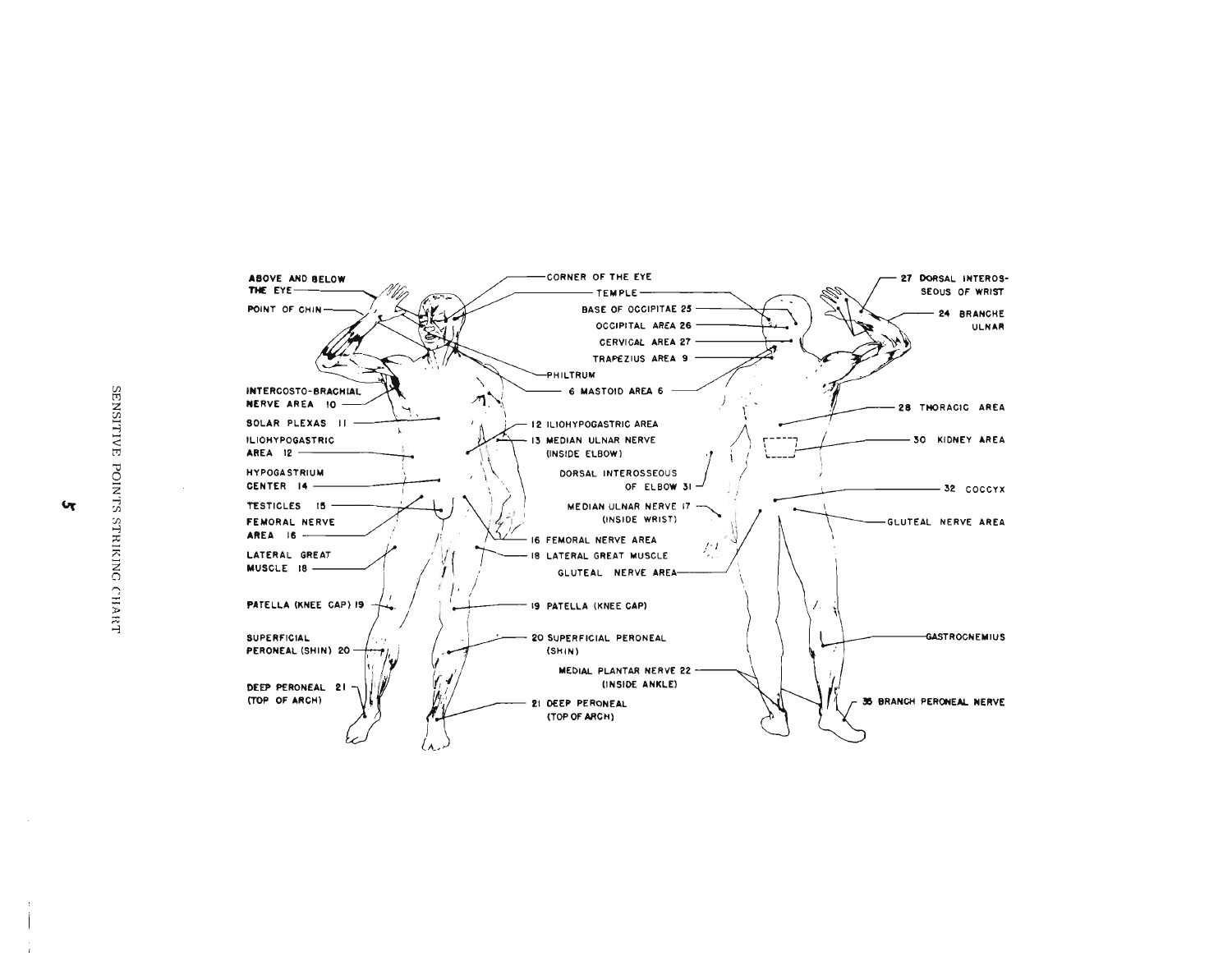SENSITIVE POINTS STRIKING CHART

ABOVE AND BELOW THE EYE

POINT OF CHIN

INTERCOSTO-BRACHIAL NERVE AREA 10

SOLAR PLEXAS 11

ILIOHYPOGASTRIC AREA 12

HYPOGASTRIUM CENTER 14

TESTICLES 15

FEMORAL NERVE AREA 16

LATERAL GREAT MUSCLE 18

PATELLA (KNEE CAP) 19

SUPERFICIAL PERONEAL (SHIN) 20

DEEP PERONEAL 21 (TOP OF ARCH)

CORNER OF THE EYE

TEMPLE

PHILTRUM

6 MASTOID AREA 6

12 ILIOHYPOGASTRIC AREA

13 MEDIAN ULNAR NERVE (INSIDE ELBOW)

16 FEMORAL NERVE AREA

18 LATERAL GREAT MUSCLE

19 PATELLA (KNEE CAP)

20 SUPERFICIAL PERONEAL (SHIN)

21 DEEP PERONEAL (TOP OF ARCH)

BASE OF OCCIPITAE 25

OCCIPITAL AREA 26

CERVICAL AREA 27

TRAPEZIUS AREA 9

DORSAL INTEROSSEOUS OF ELBOW 31

MEDIAN ULNAR NERVE 17 (INSIDE WRIST)

GLUTEAL NERVE AREA

MEDIAL PLANTAR NERVE 22 (INSIDE ANKLE)

27 DORSAL INTEROSSEOUS OF WRIST

24 BRANCHE ULNAR

28 THORACIC AREA

30 KIDNEY AREA

32 COCCYX

GLUTEAL NERVE AREA

GASTROCNEMIUS

35 BRANCH PERONEAL NERVE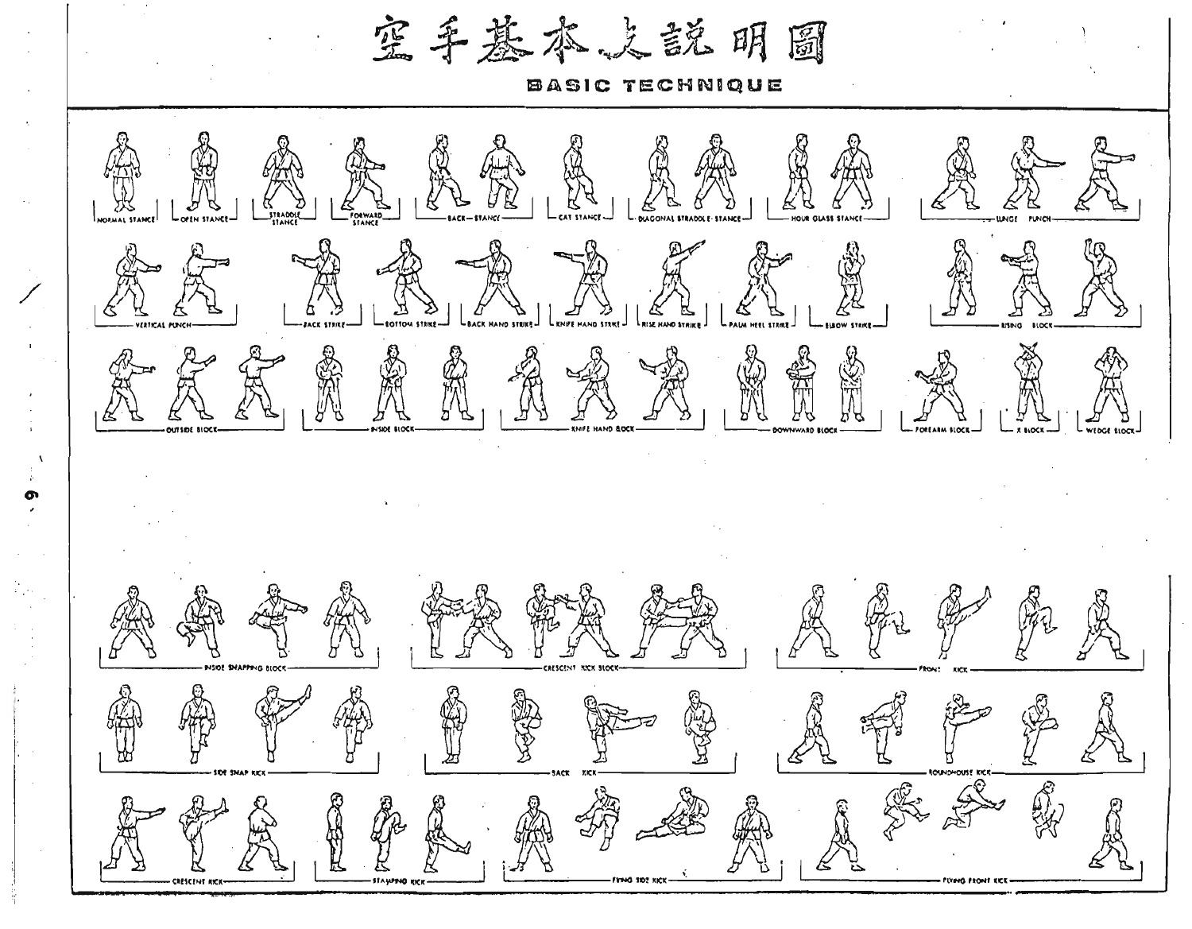# 空手基本之說明圖

## BASIC TECHNIQUE

NORMAL STANCE — OPEN STANCE — STRADDLE STANCE — FORWARD STANCE — BACK STANCE — CAT STANCE — DIAGONAL STRADDLE STANCE — HOUR GLASS STANCE — LUNGE PUNCH

VERTICAL PUNCH — BACK STRIKE — BOTTOM STRIKE — BACK HAND STRIKE — KNIFE HAND STRIKE — RISE HAND STRIKE — PALM HEEL STRIKE — ELBOW STRIKE — RISING BLOCK

OUTSIDE BLOCK — INSIDE BLOCK — KNIFE HAND BLOCK — DOWNWARD BLOCK — FOREARM BLOCK — X BLOCK — WEDGE BLOCK

INSIDE SNAPPING BLOCK — CRESCENT KICK BLOCK — FRONT KICK

SIDE SNAP KICK — BACK KICK — ROUNDHOUSE KICK

CRESCENT KICK — STAMPING KICK — FLYING SIDE KICK — FLYING FRONT KICK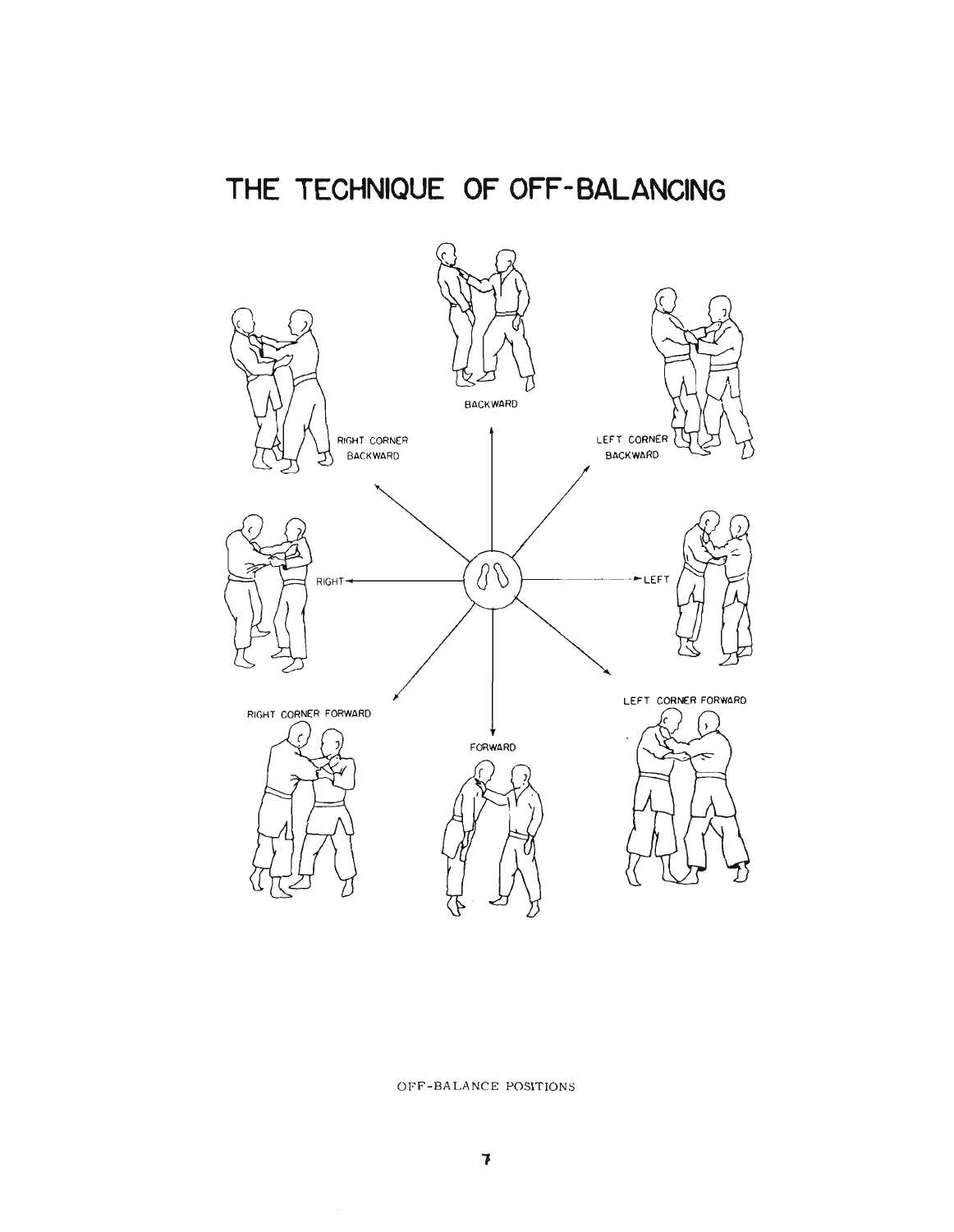# THE TECHNIQUE OF OFF-BALANCING

BACKWARD

RIGHT CORNER BACKWARD

LEFT CORNER BACKWARD

RIGHT

LEFT

RIGHT CORNER FORWARD

LEFT CORNER FORWARD

FORWARD

OFF-BALANCE POSITIONS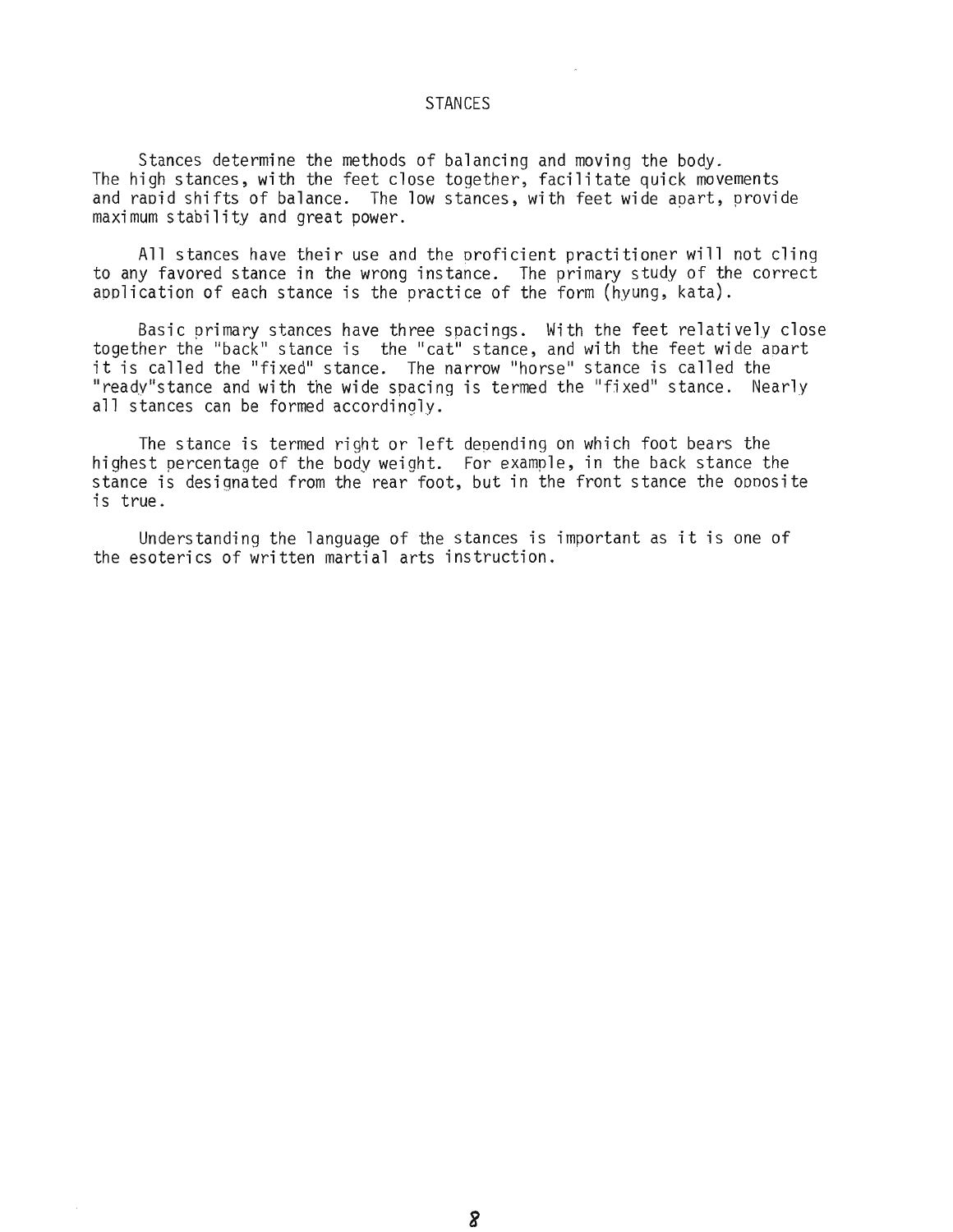# STANCES

Stances determine the methods of balancing and moving the body. The high stances, with the feet close together, facilitate quick movements and rapid shifts of balance. The low stances, with feet wide apart, provide maximum stability and great power.

All stances have their use and the proficient practitioner will not cling to any favored stance in the wrong instance. The primary study of the correct application of each stance is the practice of the form (hyung, kata).

Basic primary stances have three spacings. With the feet relatively close together the "back" stance is the "cat" stance, and with the feet wide apart it is called the "fixed" stance. The narrow "horse" stance is called the "ready"stance and with the wide spacing is termed the "fixed" stance. Nearly all stances can be formed accordingly.

The stance is termed right or left depending on which foot bears the highest percentage of the body weight. For example, in the back stance the stance is designated from the rear foot, but in the front stance the opposite is true.

Understanding the language of the stances is important as it is one of the esoterics of written martial arts instruction.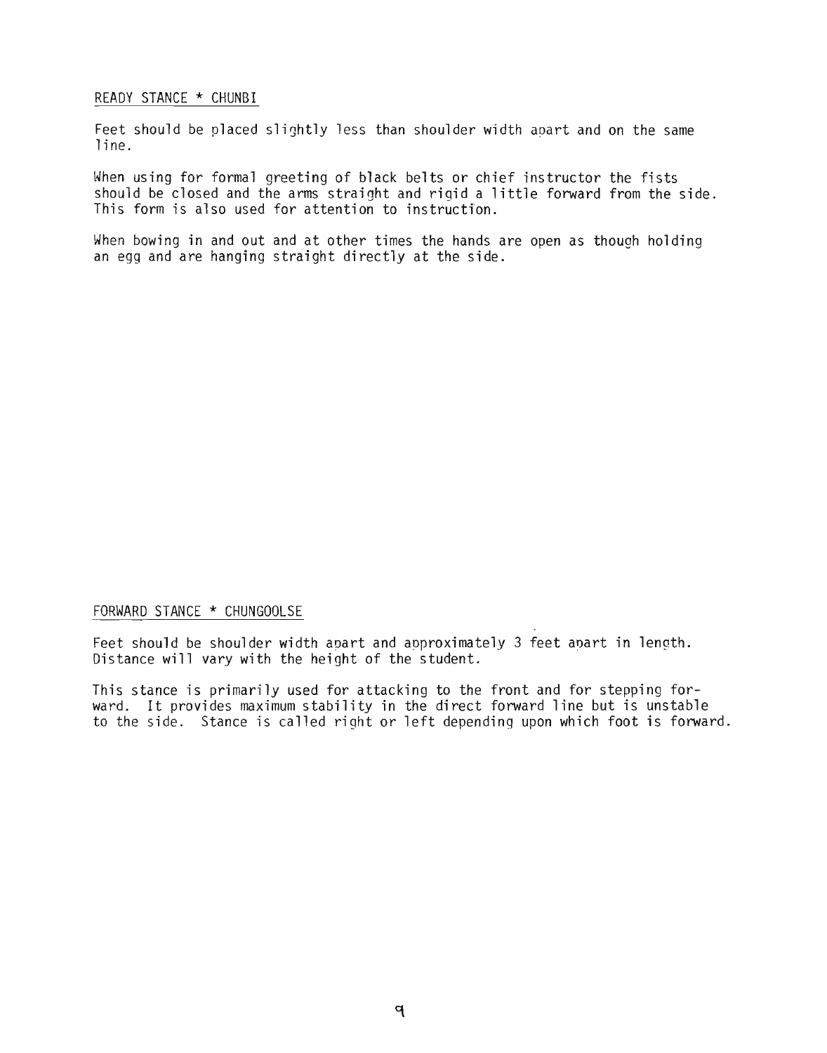## READY STANCE * CHUNBI

Feet should be placed slightly less than shoulder width apart and on the same line.

When using for formal greeting of black belts or chief instructor the fists should be closed and the arms straight and rigid a little forward from the side. This form is also used for attention to instruction.

When bowing in and out and at other times the hands are open as though holding an egg and are hanging straight directly at the side.

## FORWARD STANCE * CHUNGOOLSE

Feet should be shoulder width apart and approximately 3 feet apart in length. Distance will vary with the height of the student.

This stance is primarily used for attacking to the front and for stepping forward. It provides maximum stability in the direct forward line but is unstable to the side. Stance is called right or left depending upon which foot is forward.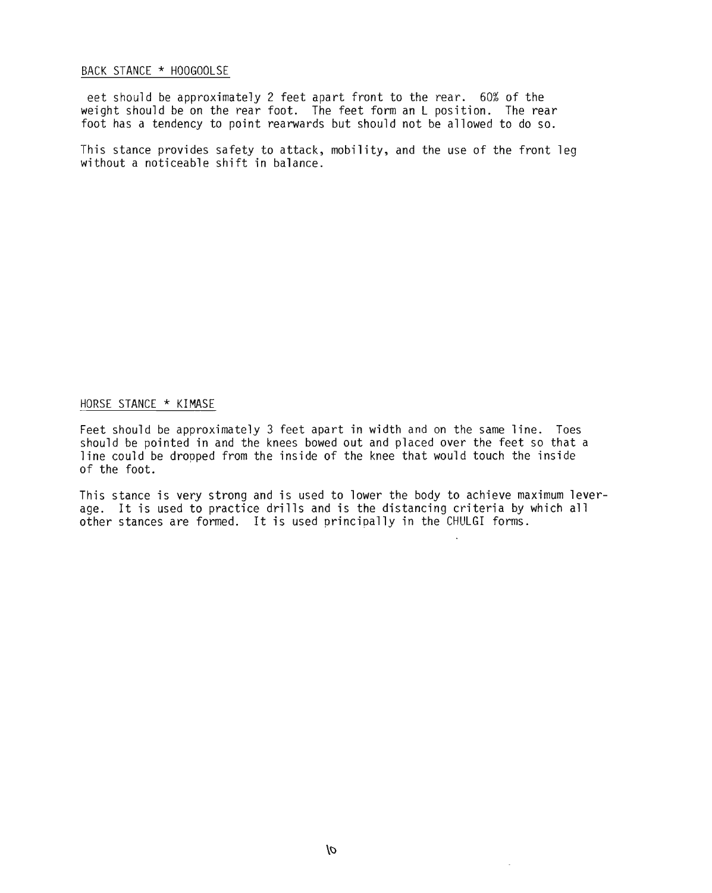## BACK STANCE * HOOGOOLSE

eet should be approximately 2 feet apart front to the rear. 60% of the weight should be on the rear foot. The feet form an L position. The rear foot has a tendency to point rearwards but should not be allowed to do so.

This stance provides safety to attack, mobility, and the use of the front leg without a noticeable shift in balance.

## HORSE STANCE * KIMASE

Feet should be approximately 3 feet apart in width and on the same line. Toes should be pointed in and the knees bowed out and placed over the feet so that a line could be dropped from the inside of the knee that would touch the inside of the foot.

This stance is very strong and is used to lower the body to achieve maximum leverage. It is used to practice drills and is the distancing criteria by which all other stances are formed. It is used principally in the CHULGI forms.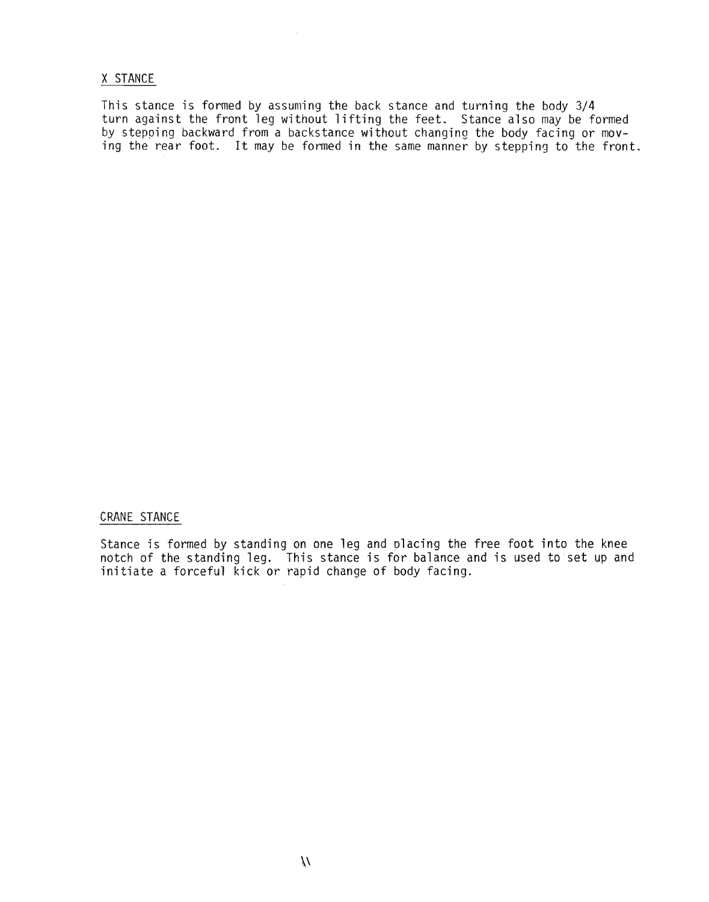## X STANCE

This stance is formed by assuming the back stance and turning the body 3/4 turn against the front leg without lifting the feet. Stance also may be formed by stepping backward from a backstance without changing the body facing or moving the rear foot. It may be formed in the same manner by stepping to the front.

## CRANE STANCE

Stance is formed by standing on one leg and placing the free foot into the knee notch of the standing leg. This stance is for balance and is used to set up and initiate a forceful kick or rapid change of body facing.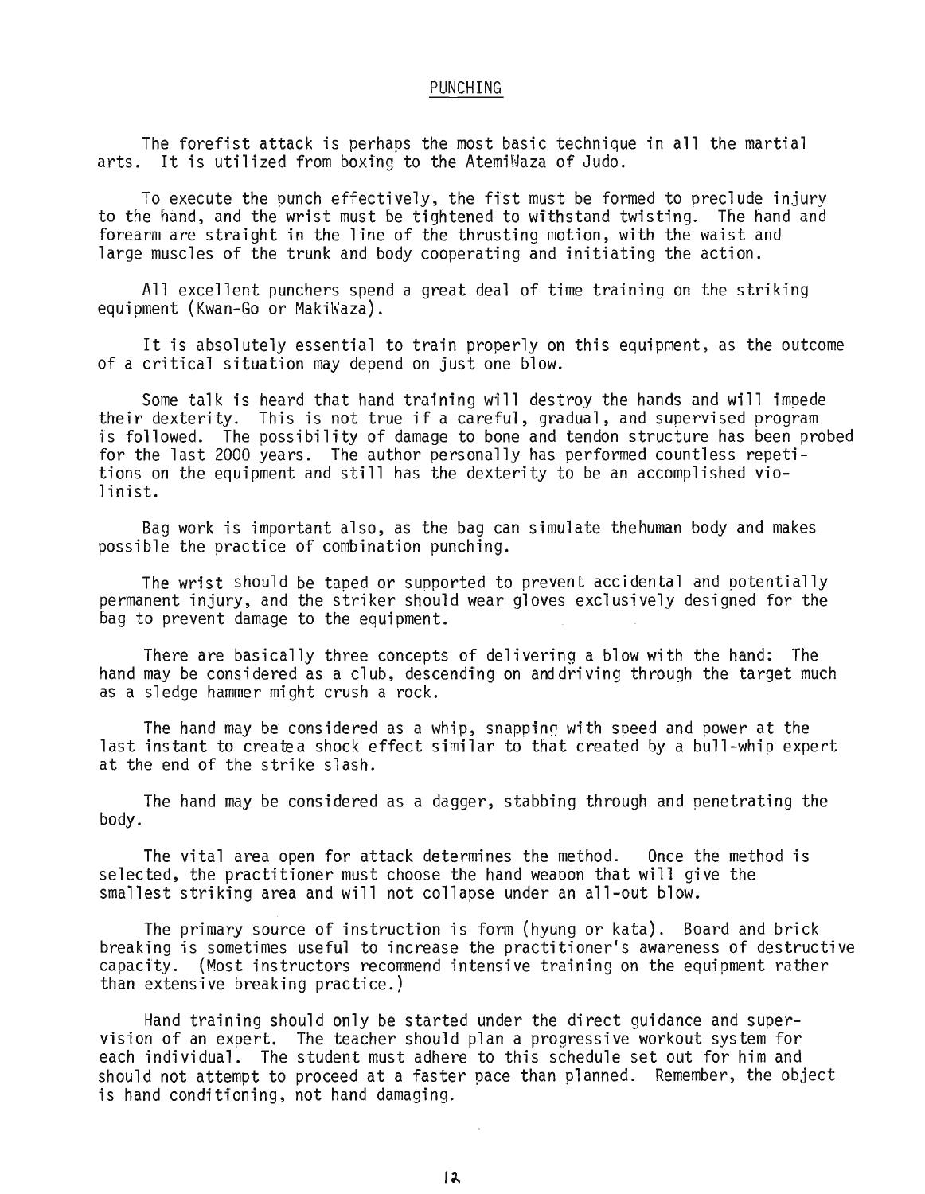## PUNCHING

The forefist attack is perhaps the most basic technique in all the martial arts. It is utilized from boxing to the AtemiWaza of Judo.

To execute the punch effectively, the fist must be formed to preclude injury to the hand, and the wrist must be tightened to withstand twisting. The hand and forearm are straight in the line of the thrusting motion, with the waist and large muscles of the trunk and body cooperating and initiating the action.

All excellent punchers spend a great deal of time training on the striking equipment (Kwan-Go or MakiWaza).

It is absolutely essential to train properly on this equipment, as the outcome of a critical situation may depend on just one blow.

Some talk is heard that hand training will destroy the hands and will impede their dexterity. This is not true if a careful, gradual, and supervised program is followed. The possibility of damage to bone and tendon structure has been probed for the last 2000 years. The author personally has performed countless repetitions on the equipment and still has the dexterity to be an accomplished violinist.

Bag work is important also, as the bag can simulate thehuman body and makes possible the practice of combination punching.

The wrist should be taped or supported to prevent accidental and potentially permanent injury, and the striker should wear gloves exclusively designed for the bag to prevent damage to the equipment.

There are basically three concepts of delivering a blow with the hand: The hand may be considered as a club, descending on anddriving through the target much as a sledge hammer might crush a rock.

The hand may be considered as a whip, snapping with speed and power at the last instant to createa shock effect similar to that created by a bull-whip expert at the end of the strike slash.

The hand may be considered as a dagger, stabbing through and penetrating the body.

The vital area open for attack determines the method. Once the method is selected, the practitioner must choose the hand weapon that will give the smallest striking area and will not collapse under an all-out blow.

The primary source of instruction is form (hyung or kata). Board and brick breaking is sometimes useful to increase the practitioner's awareness of destructive capacity. (Most instructors recommend intensive training on the equipment rather than extensive breaking practice.)

Hand training should only be started under the direct guidance and supervision of an expert. The teacher should plan a progressive workout system for each individual. The student must adhere to this schedule set out for him and should not attempt to proceed at a faster pace than planned. Remember, the object is hand conditioning, not hand damaging.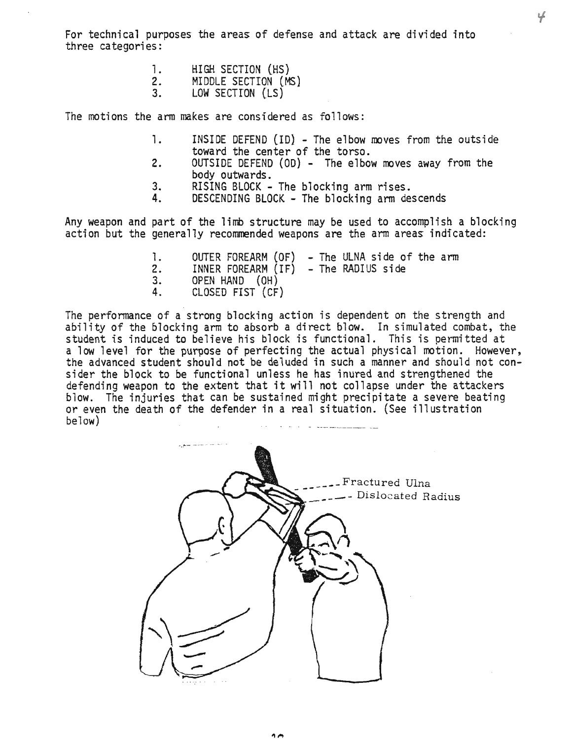For technical purposes the areas of defense and attack are divided into three categories:

1. HIGH SECTION (HS)
2. MIDDLE SECTION (MS)
3. LOW SECTION (LS)

The motions the arm makes are considered as follows:

1. INSIDE DEFEND (ID) - The elbow moves from the outside toward the center of the torso.
2. OUTSIDE DEFEND (OD) - The elbow moves away from the body outwards.
3. RISING BLOCK - The blocking arm rises.
4. DESCENDING BLOCK - The blocking arm descends

Any weapon and part of the limb structure may be used to accomplish a blocking action but the generally recommended weapons are the arm areas indicated:

1. OUTER FOREARM (OF) - The ULNA side of the arm
2. INNER FOREARM (IF) - The RADIUS side
3. OPEN HAND (OH)
4. CLOSED FIST (CF)

The performance of a strong blocking action is dependent on the strength and ability of the blocking arm to absorb a direct blow. In simulated combat, the student is induced to believe his block is functional. This is permitted at a low level for the purpose of perfecting the actual physical motion. However, the advanced student should not be deluded in such a manner and should not consider the block to be functional unless he has inured and strengthened the defending weapon to the extent that it will not collapse under the attackers blow. The injuries that can be sustained might precipitate a severe beating or even the death of the defender in a real situation. (See illustration below)

Fractured Ulna

Dislocated Radius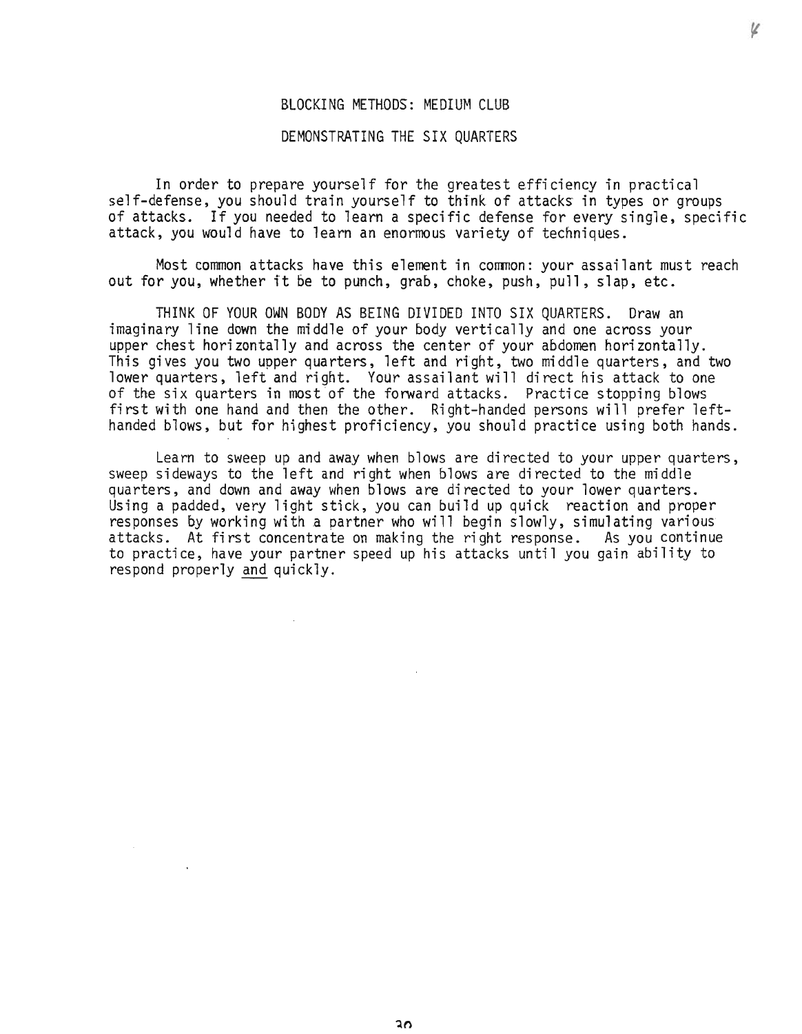## BLOCKING METHODS: MEDIUM CLUB

### DEMONSTRATING THE SIX QUARTERS

In order to prepare yourself for the greatest efficiency in practical self-defense, you should train yourself to think of attacks in types or groups of attacks. If you needed to learn a specific defense for every single, specific attack, you would have to learn an enormous variety of techniques.

Most common attacks have this element in common: your assailant must reach out for you, whether it be to punch, grab, choke, push, pull, slap, etc.

THINK OF YOUR OWN BODY AS BEING DIVIDED INTO SIX QUARTERS. Draw an imaginary line down the middle of your body vertically and one across your upper chest horizontally and across the center of your abdomen horizontally. This gives you two upper quarters, left and right, two middle quarters, and two lower quarters, left and right. Your assailant will direct his attack to one of the six quarters in most of the forward attacks. Practice stopping blows first with one hand and then the other. Right-handed persons will prefer left-handed blows, but for highest proficiency, you should practice using both hands.

Learn to sweep up and away when blows are directed to your upper quarters, sweep sideways to the left and right when blows are directed to the middle quarters, and down and away when blows are directed to your lower quarters. Using a padded, very light stick, you can build up quick reaction and proper responses by working with a partner who will begin slowly, simulating various attacks. At first concentrate on making the right response. As you continue to practice, have your partner speed up his attacks until you gain ability to respond properly _and_ quickly.